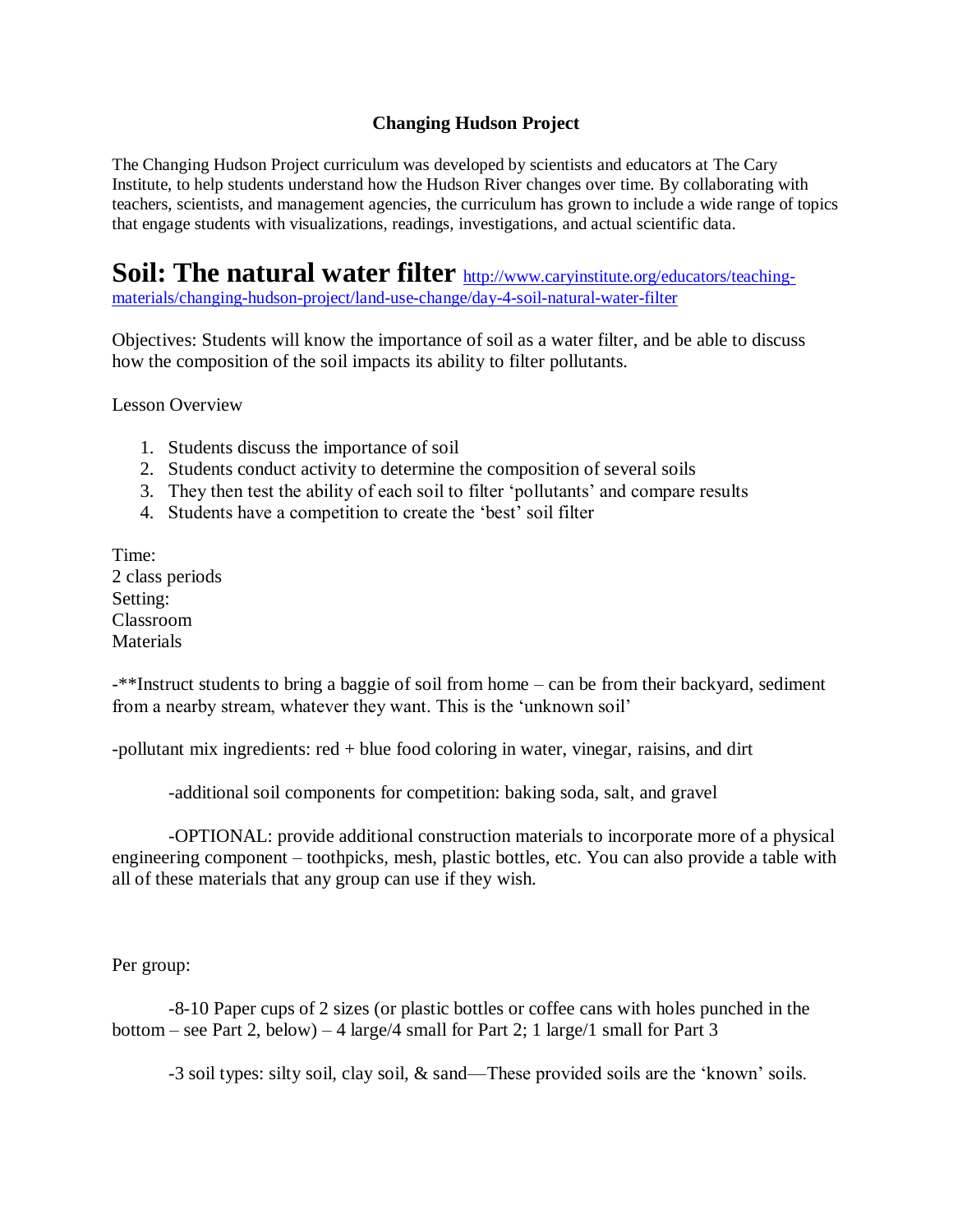**Changing Hudson Project**

The Changing Hudson Project curriculum was developed by scientists and educators at The Cary Institute, to help students understand how the Hudson River changes over time. By collaborating with teachers, scientists, and management agencies, the curriculum has grown to include a wide range of topics that engage students with visualizations, readings, investigations, and actual scientific data.

# Soil: The natural water filter http://www.caryinstitute.org/educators/teaching-materials/changing-hudson-project/land-use-change/day-4-soil-natural-water-filter

Objectives: Students will know the importance of soil as a water filter, and be able to discuss how the composition of the soil impacts its ability to filter pollutants.

Lesson Overview

1. Students discuss the importance of soil
2. Students conduct activity to determine the composition of several soils
3. They then test the ability of each soil to filter 'pollutants' and compare results
4. Students have a competition to create the 'best' soil filter

Time:
2 class periods
Setting:
Classroom
Materials

-**Instruct students to bring a baggie of soil from home – can be from their backyard, sediment from a nearby stream, whatever they want. This is the 'unknown soil'

-pollutant mix ingredients: red + blue food coloring in water, vinegar, raisins, and dirt

-additional soil components for competition: baking soda, salt, and gravel

-OPTIONAL: provide additional construction materials to incorporate more of a physical engineering component – toothpicks, mesh, plastic bottles, etc. You can also provide a table with all of these materials that any group can use if they wish.

Per group:

-8-10 Paper cups of 2 sizes (or plastic bottles or coffee cans with holes punched in the bottom – see Part 2, below) – 4 large/4 small for Part 2; 1 large/1 small for Part 3

-3 soil types: silty soil, clay soil, & sand—These provided soils are the 'known' soils.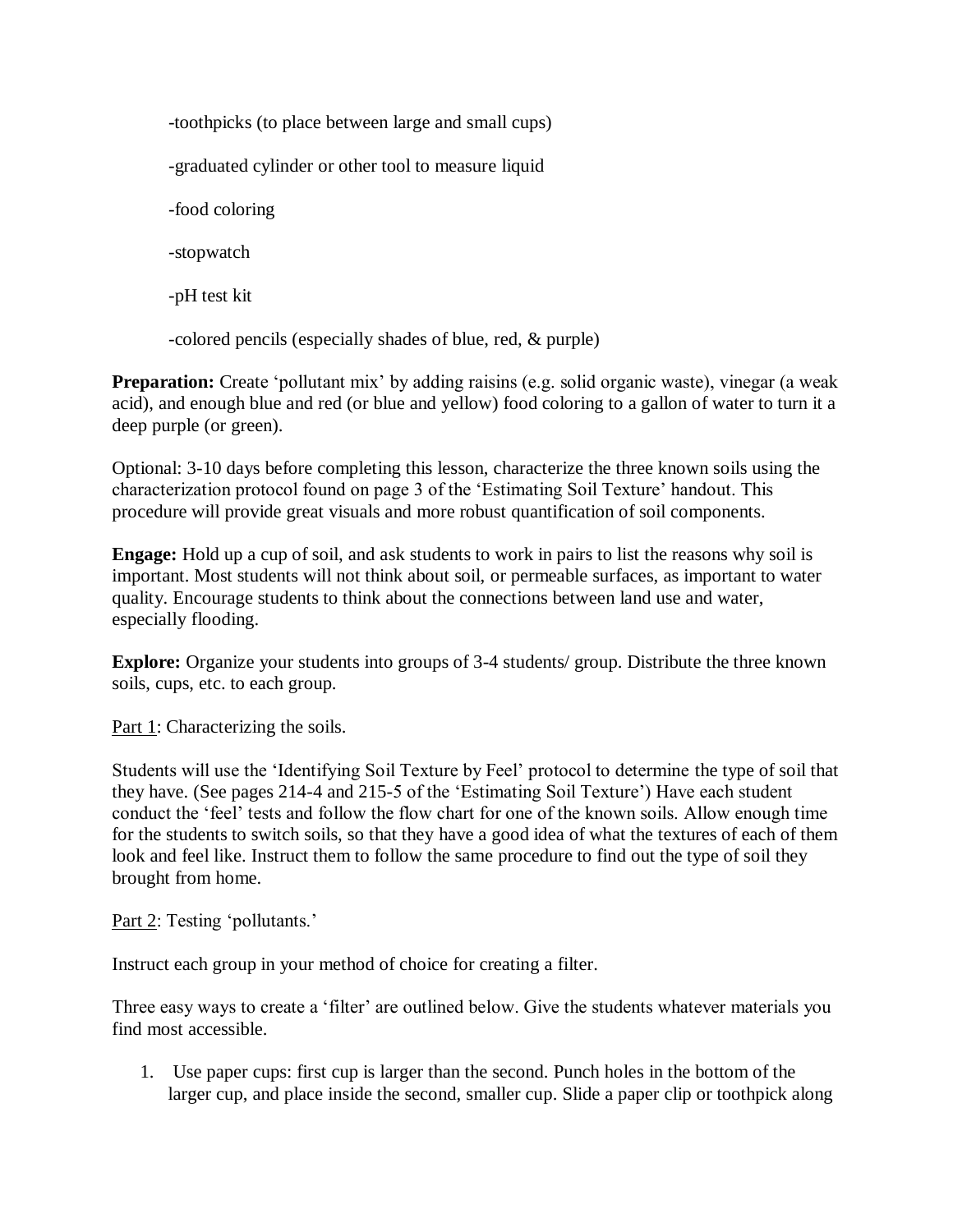-toothpicks (to place between large and small cups)

-graduated cylinder or other tool to measure liquid

-food coloring

-stopwatch

-pH test kit

-colored pencils (especially shades of blue, red, & purple)

**Preparation:** Create 'pollutant mix' by adding raisins (e.g. solid organic waste), vinegar (a weak acid), and enough blue and red (or blue and yellow) food coloring to a gallon of water to turn it a deep purple (or green).

Optional: 3-10 days before completing this lesson, characterize the three known soils using the characterization protocol found on page 3 of the 'Estimating Soil Texture' handout. This procedure will provide great visuals and more robust quantification of soil components.

**Engage:** Hold up a cup of soil, and ask students to work in pairs to list the reasons why soil is important. Most students will not think about soil, or permeable surfaces, as important to water quality. Encourage students to think about the connections between land use and water, especially flooding.

**Explore:** Organize your students into groups of 3-4 students/ group. Distribute the three known soils, cups, etc. to each group.

Part 1: Characterizing the soils.

Students will use the 'Identifying Soil Texture by Feel' protocol to determine the type of soil that they have. (See pages 214-4 and 215-5 of the 'Estimating Soil Texture') Have each student conduct the 'feel' tests and follow the flow chart for one of the known soils. Allow enough time for the students to switch soils, so that they have a good idea of what the textures of each of them look and feel like. Instruct them to follow the same procedure to find out the type of soil they brought from home.

Part 2: Testing 'pollutants.'

Instruct each group in your method of choice for creating a filter.

Three easy ways to create a 'filter' are outlined below. Give the students whatever materials you find most accessible.

1. Use paper cups: first cup is larger than the second. Punch holes in the bottom of the larger cup, and place inside the second, smaller cup. Slide a paper clip or toothpick along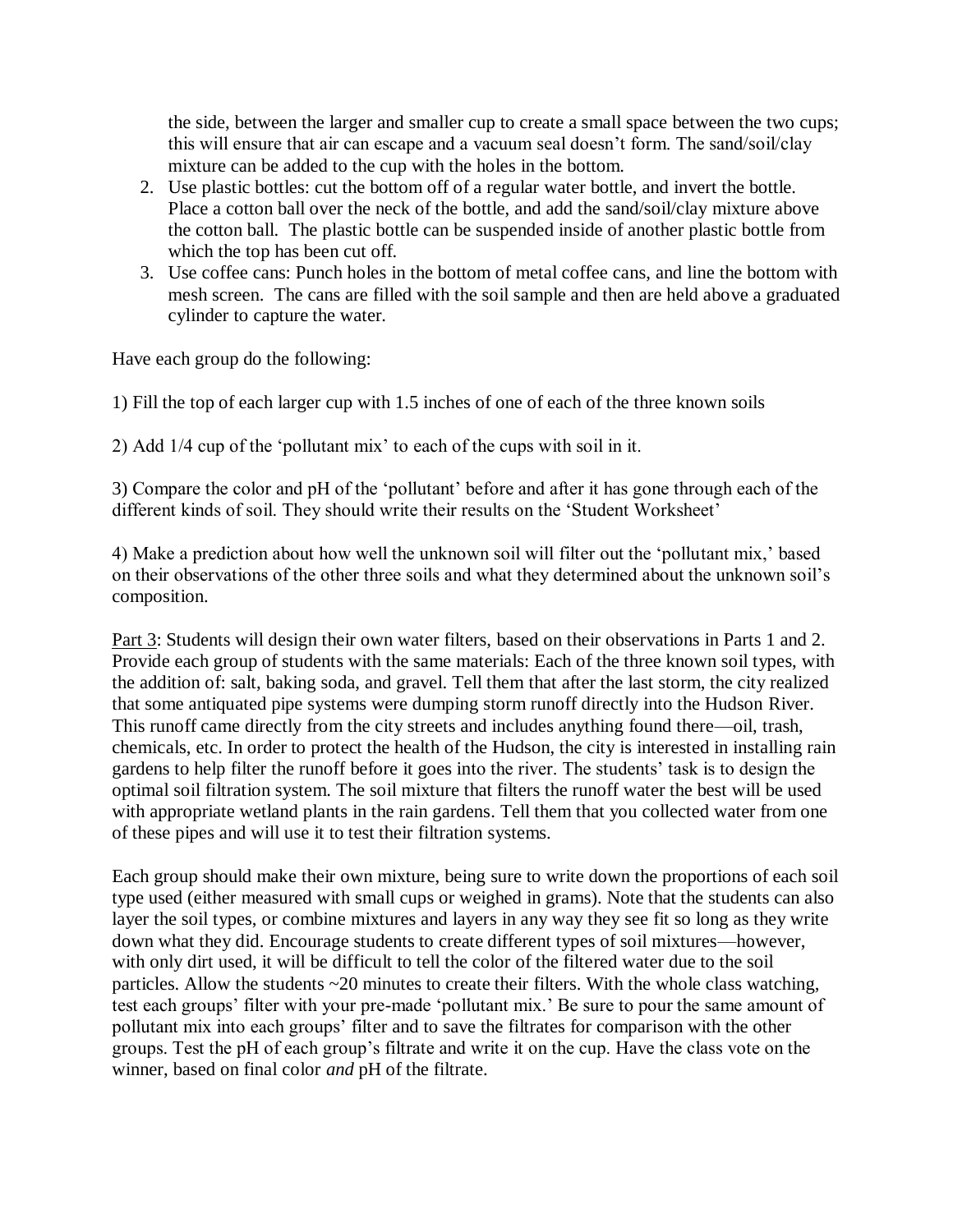the side, between the larger and smaller cup to create a small space between the two cups; this will ensure that air can escape and a vacuum seal doesn't form. The sand/soil/clay mixture can be added to the cup with the holes in the bottom.

2. Use plastic bottles: cut the bottom off of a regular water bottle, and invert the bottle. Place a cotton ball over the neck of the bottle, and add the sand/soil/clay mixture above the cotton ball. The plastic bottle can be suspended inside of another plastic bottle from which the top has been cut off.
3. Use coffee cans: Punch holes in the bottom of metal coffee cans, and line the bottom with mesh screen. The cans are filled with the soil sample and then are held above a graduated cylinder to capture the water.

Have each group do the following:

1) Fill the top of each larger cup with 1.5 inches of one of each of the three known soils

2) Add 1/4 cup of the 'pollutant mix' to each of the cups with soil in it.

3) Compare the color and pH of the 'pollutant' before and after it has gone through each of the different kinds of soil. They should write their results on the 'Student Worksheet'

4) Make a prediction about how well the unknown soil will filter out the 'pollutant mix,' based on their observations of the other three soils and what they determined about the unknown soil's composition.

Part 3: Students will design their own water filters, based on their observations in Parts 1 and 2. Provide each group of students with the same materials: Each of the three known soil types, with the addition of: salt, baking soda, and gravel. Tell them that after the last storm, the city realized that some antiquated pipe systems were dumping storm runoff directly into the Hudson River. This runoff came directly from the city streets and includes anything found there—oil, trash, chemicals, etc. In order to protect the health of the Hudson, the city is interested in installing rain gardens to help filter the runoff before it goes into the river. The students' task is to design the optimal soil filtration system. The soil mixture that filters the runoff water the best will be used with appropriate wetland plants in the rain gardens. Tell them that you collected water from one of these pipes and will use it to test their filtration systems.

Each group should make their own mixture, being sure to write down the proportions of each soil type used (either measured with small cups or weighed in grams). Note that the students can also layer the soil types, or combine mixtures and layers in any way they see fit so long as they write down what they did. Encourage students to create different types of soil mixtures—however, with only dirt used, it will be difficult to tell the color of the filtered water due to the soil particles. Allow the students ~20 minutes to create their filters. With the whole class watching, test each groups' filter with your pre-made 'pollutant mix.' Be sure to pour the same amount of pollutant mix into each groups' filter and to save the filtrates for comparison with the other groups. Test the pH of each group's filtrate and write it on the cup. Have the class vote on the winner, based on final color *and* pH of the filtrate.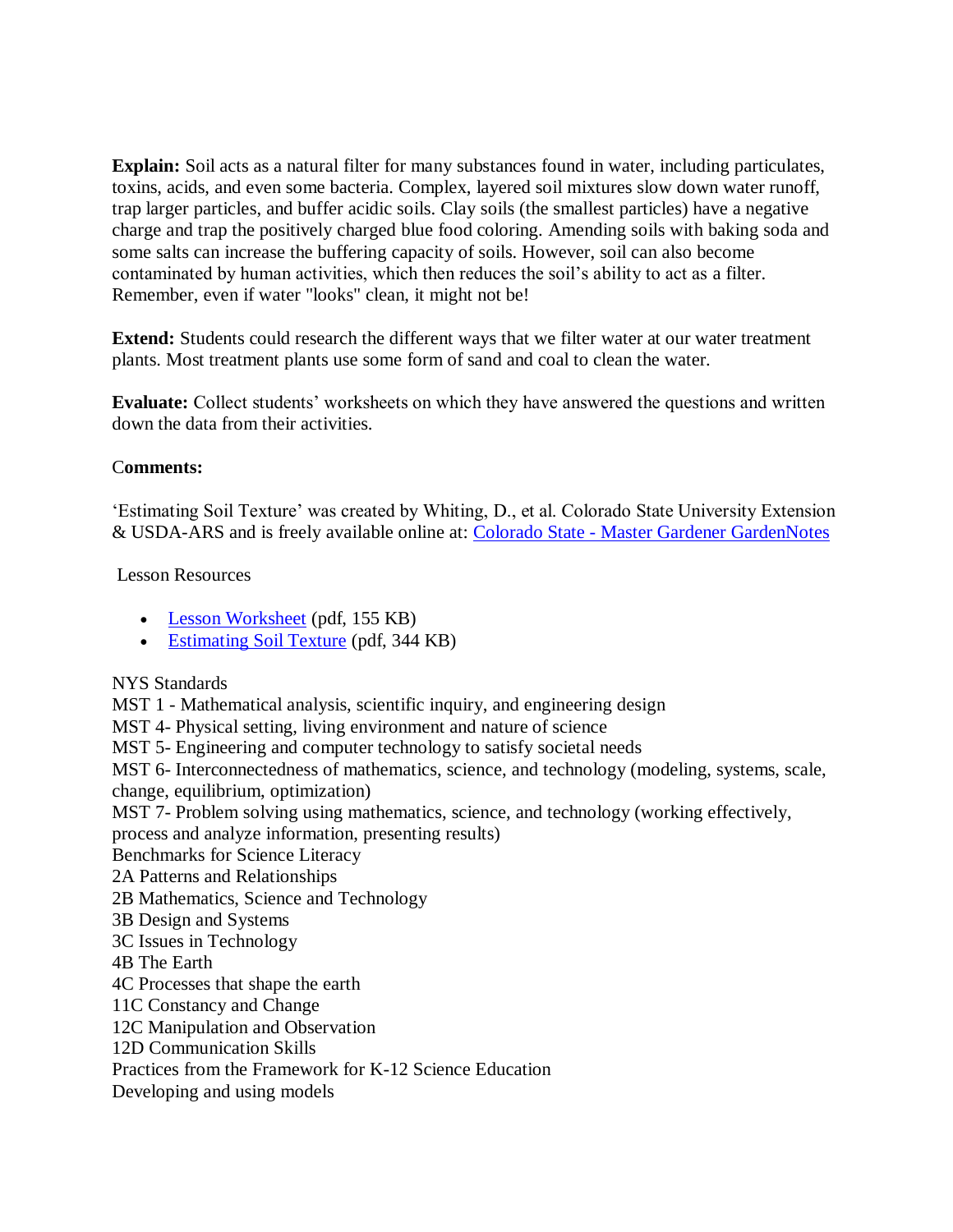**Explain:** Soil acts as a natural filter for many substances found in water, including particulates, toxins, acids, and even some bacteria. Complex, layered soil mixtures slow down water runoff, trap larger particles, and buffer acidic soils. Clay soils (the smallest particles) have a negative charge and trap the positively charged blue food coloring. Amending soils with baking soda and some salts can increase the buffering capacity of soils. However, soil can also become contaminated by human activities, which then reduces the soil's ability to act as a filter. Remember, even if water "looks" clean, it might not be!

**Extend:** Students could research the different ways that we filter water at our water treatment plants. Most treatment plants use some form of sand and coal to clean the water.

**Evaluate:** Collect students' worksheets on which they have answered the questions and written down the data from their activities.

**Comments:**

'Estimating Soil Texture' was created by Whiting, D., et al. Colorado State University Extension & USDA-ARS and is freely available online at: Colorado State - Master Gardener GardenNotes

Lesson Resources

- Lesson Worksheet (pdf, 155 KB)
- Estimating Soil Texture (pdf, 344 KB)

NYS Standards
MST 1 - Mathematical analysis, scientific inquiry, and engineering design
MST 4- Physical setting, living environment and nature of science
MST 5- Engineering and computer technology to satisfy societal needs
MST 6- Interconnectedness of mathematics, science, and technology (modeling, systems, scale, change, equilibrium, optimization)
MST 7- Problem solving using mathematics, science, and technology (working effectively, process and analyze information, presenting results)
Benchmarks for Science Literacy
2A Patterns and Relationships
2B Mathematics, Science and Technology
3B Design and Systems
3C Issues in Technology
4B The Earth
4C Processes that shape the earth
11C Constancy and Change
12C Manipulation and Observation
12D Communication Skills
Practices from the Framework for K-12 Science Education
Developing and using models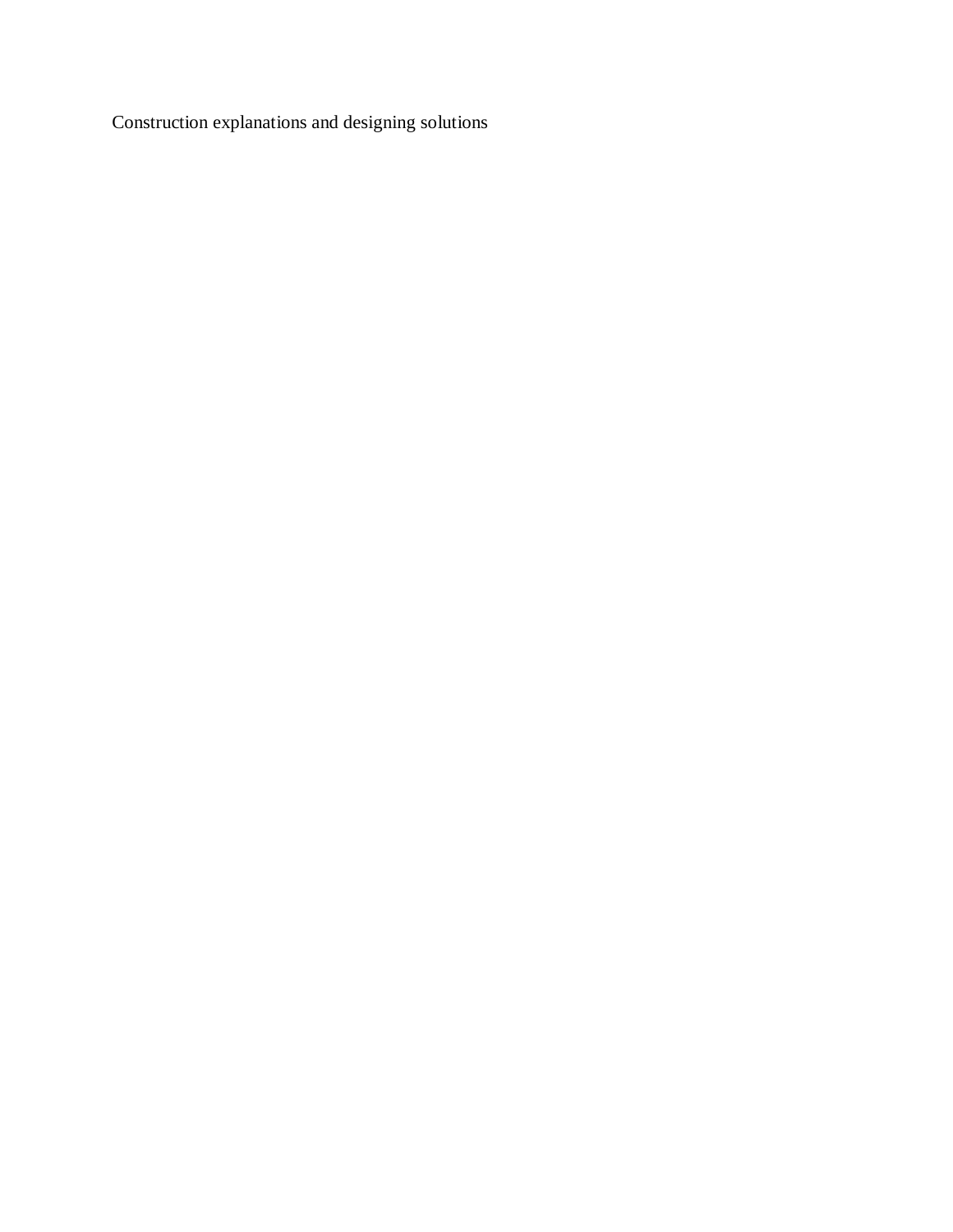Construction explanations and designing solutions